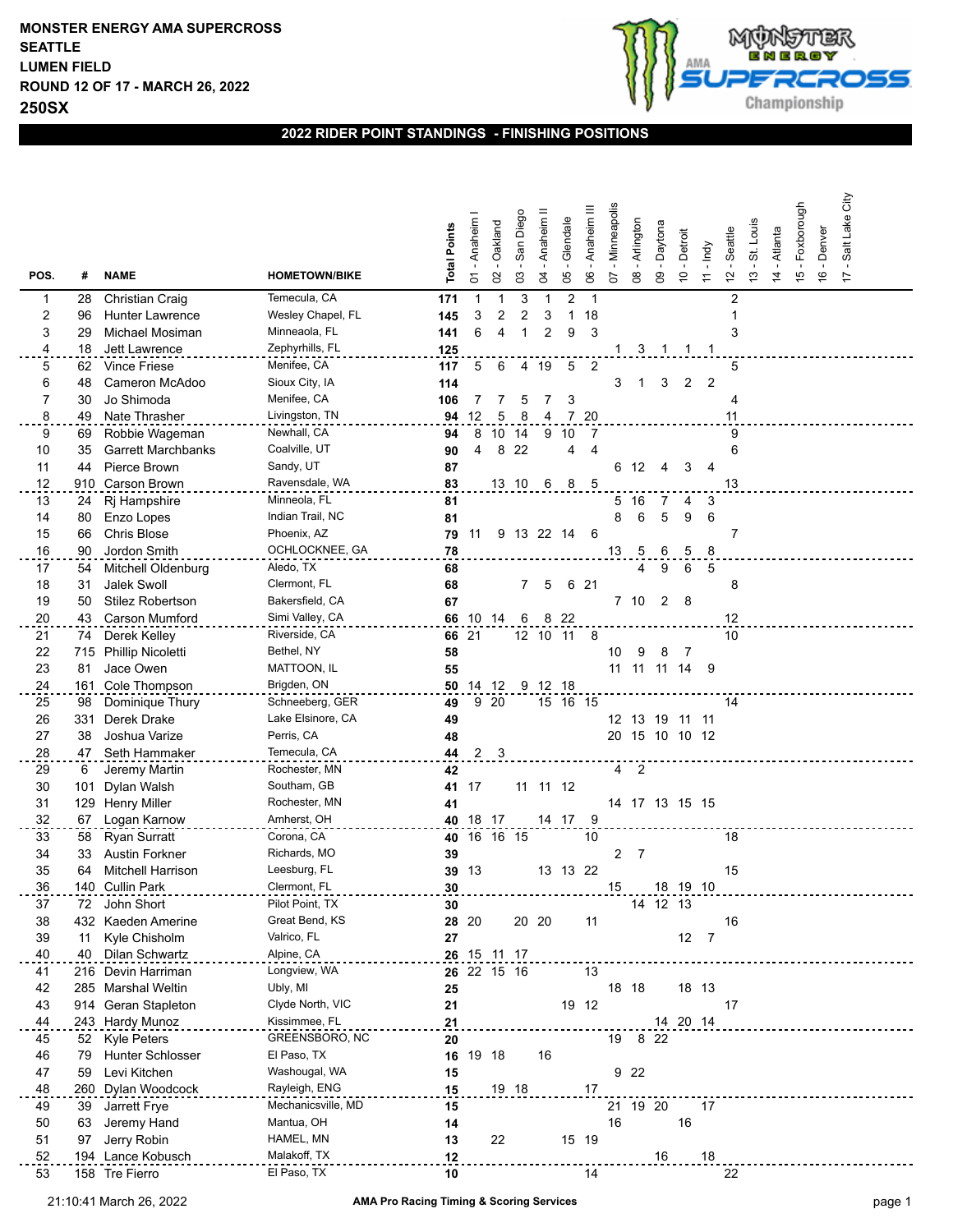**MONSTER ENERGY AMA SUPERCROSS**
**SEATTLE**
**LUMEN FIELD**
**ROUND 12 OF 17 - MARCH 26, 2022**
## 250SX

### 2022 RIDER POINT STANDINGS - FINISHING POSITIONS

| POS. | # | NAME | HOMETOWN/BIKE | Total Points | 01 - Anaheim I | 02 - Oakland | 03 - San Diego | 04 - Anaheim II | 05 - Glendale | 06 - Anaheim III | 07 - Minneapolis | 08 - Arlington | 09 - Daytona | 10 - Detroit | 11 - Indy | 12 - Seattle | 13 - St. Louis | 14 - Atlanta | 15 - Foxborough | 16 - Denver | 17 - Salt Lake City |
|---|---|---|---|---|---|---|---|---|---|---|---|---|---|---|---|---|---|---|---|---|---|
| 1 | 28 | Christian Craig | Temecula, CA | 171 | 1 | 1 | 3 | 1 | 2 | 1 | | | | | | 2 | | | | | |
| 2 | 96 | Hunter Lawrence | Wesley Chapel, FL | 145 | 3 | 2 | 2 | 3 | 1 | 18 | | | | | | 1 | | | | | |
| 3 | 29 | Michael Mosiman | Minneaola, FL | 141 | 6 | 4 | 1 | 2 | 9 | 3 | | | | | | 3 | | | | | |
| 4 | 18 | Jett Lawrence | Zephyrhills, FL | 125 | | | | | | | 1 | 3 | 1 | 1 | 1 | | | | | | |
| 5 | 62 | Vince Friese | Menifee, CA | 117 | 5 | 6 | 4 | 19 | 5 | 2 | | | | | | 5 | | | | | |
| 6 | 48 | Cameron McAdoo | Sioux City, IA | 114 | | | | | | | 3 | 1 | 3 | 2 | 2 | | | | | | |
| 7 | 30 | Jo Shimoda | Menifee, CA | 106 | 7 | 7 | 5 | 7 | 3 | | | | | | | 4 | | | | | |
| 8 | 49 | Nate Thrasher | Livingston, TN | 94 | 12 | 5 | 8 | 4 | 7 | 20 | | | | | | 11 | | | | | |
| 9 | 69 | Robbie Wageman | Newhall, CA | 94 | 8 | 10 | 14 | 9 | 10 | 7 | | | | | | 9 | | | | | |
| 10 | 35 | Garrett Marchbanks | Coalville, UT | 90 | 4 | 8 | 22 | | 4 | 4 | | | | | | 6 | | | | | |
| 11 | 44 | Pierce Brown | Sandy, UT | 87 | | | | | | | 6 | 12 | 4 | 3 | 4 | | | | | | |
| 12 | 910 | Carson Brown | Ravensdale, WA | 83 | | 13 | 10 | 6 | 8 | 5 | | | | | | 13 | | | | | |
| 13 | 24 | Rj Hampshire | Minneola, FL | 81 | | | | | | | 5 | 16 | 7 | 4 | 3 | | | | | | |
| 14 | 80 | Enzo Lopes | Indian Trail, NC | 81 | | | | | | | 8 | 6 | 5 | 9 | 6 | | | | | | |
| 15 | 66 | Chris Blose | Phoenix, AZ | 79 | 11 | 9 | 13 | 22 | 14 | 6 | | | | | | 7 | | | | | |
| 16 | 90 | Jordon Smith | OCHLOCKNEE, GA | 78 | | | | | | | 13 | 5 | 6 | 5 | 8 | | | | | | |
| 17 | 54 | Mitchell Oldenburg | Aledo, TX | 68 | | | | | | | | 4 | 9 | 6 | 5 | | | | | | |
| 18 | 31 | Jalek Swoll | Clermont, FL | 68 | | | 7 | 5 | 6 | 21 | | | | | | 8 | | | | | |
| 19 | 50 | Stilez Robertson | Bakersfield, CA | 67 | | | | | | | 7 | 10 | 2 | 8 | | | | | | | |
| 20 | 43 | Carson Mumford | Simi Valley, CA | 66 | 10 | 14 | 6 | 8 | 22 | | | | | | | 12 | | | | | |
| 21 | 74 | Derek Kelley | Riverside, CA | 66 | 21 | | 12 | 10 | 11 | 8 | | | | | | 10 | | | | | |
| 22 | 715 | Phillip Nicoletti | Bethel, NY | 58 | | | | | | | 10 | 9 | 8 | 7 | | | | | | | |
| 23 | 81 | Jace Owen | MATTOON, IL | 55 | | | | | | | 11 | 11 | 11 | 14 | 9 | | | | | | |
| 24 | 161 | Cole Thompson | Brigden, ON | 50 | 14 | 12 | 9 | 12 | 18 | | | | | | | | | | | | |
| 25 | 98 | Dominique Thury | Schneeberg, GER | 49 | 9 | 20 | | 15 | 16 | 15 | | | | | | 14 | | | | | |
| 26 | 331 | Derek Drake | Lake Elsinore, CA | 49 | | | | | | | 12 | 13 | 19 | 11 | 11 | | | | | | |
| 27 | 38 | Joshua Varize | Perris, CA | 48 | | | | | | | 20 | 15 | 10 | 10 | 12 | | | | | | |
| 28 | 47 | Seth Hammaker | Temecula, CA | 44 | 2 | 3 | | | | | | | | | | | | | | | |
| 29 | 6 | Jeremy Martin | Rochester, MN | 42 | | | | | | | 4 | 2 | | | | | | | | | |
| 30 | 101 | Dylan Walsh | Southam, GB | 41 | 17 | | 11 | 11 | 12 | | | | | | | | | | | | |
| 31 | 129 | Henry Miller | Rochester, MN | 41 | | | | | | | 14 | 17 | 13 | 15 | 15 | | | | | | |
| 32 | 67 | Logan Karnow | Amherst, OH | 40 | 18 | 17 | | 14 | 17 | 9 | | | | | | | | | | | |
| 33 | 58 | Ryan Surratt | Corona, CA | 40 | 16 | 16 | 15 | | | 10 | | | | | | 18 | | | | | |
| 34 | 33 | Austin Forkner | Richards, MO | 39 | | | | | | | 2 | 7 | | | | | | | | | |
| 35 | 64 | Mitchell Harrison | Leesburg, FL | 39 | 13 | | | 13 | 13 | 22 | | | | | | 15 | | | | | |
| 36 | 140 | Cullin Park | Clermont, FL | 30 | | | | | | | 15 | | 18 | 19 | 10 | | | | | | |
| 37 | 72 | John Short | Pilot Point, TX | 30 | | | | | | | | 14 | 12 | 13 | | | | | | | |
| 38 | 432 | Kaeden Amerine | Great Bend, KS | 28 | 20 | | 20 | 20 | | 11 | | | | | | 16 | | | | | |
| 39 | 11 | Kyle Chisholm | Valrico, FL | 27 | | | | | | | | | | 12 | 7 | | | | | | |
| 40 | 40 | Dilan Schwartz | Alpine, CA | 26 | 15 | 11 | 17 | | | | | | | | | | | | | | |
| 41 | 216 | Devin Harriman | Longview, WA | 26 | 22 | 15 | 16 | | | 13 | | | | | | | | | | | |
| 42 | 285 | Marshal Weltin | Ubly, MI | 25 | | | | | | | 18 | 18 | | 18 | 13 | | | | | | |
| 43 | 914 | Geran Stapleton | Clyde North, VIC | 21 | | | | | 19 | 12 | | | | | | 17 | | | | | |
| 44 | 243 | Hardy Munoz | Kissimmee, FL | 21 | | | | | | | | | 14 | 20 | 14 | | | | | | |
| 45 | 52 | Kyle Peters | GREENSBORO, NC | 20 | | | | | | | 19 | 8 | 22 | | | | | | | | |
| 46 | 79 | Hunter Schlosser | El Paso, TX | 16 | 19 | 18 | | 16 | | | | | | | | | | | | | |
| 47 | 59 | Levi Kitchen | Washougal, WA | 15 | | | | | | | | 9 | 22 | | | | | | | | |
| 48 | 260 | Dylan Woodcock | Rayleigh, ENG | 15 | | 19 | 18 | | | 17 | | | | | | | | | | | |
| 49 | 39 | Jarrett Frye | Mechanicsville, MD | 15 | | | | | | | 21 | 19 | 20 | | 17 | | | | | | |
| 50 | 63 | Jeremy Hand | Mantua, OH | 14 | | | | | | | 16 | | | 16 | | | | | | | |
| 51 | 97 | Jerry Robin | HAMEL, MN | 13 | | 22 | | | 15 | 19 | | | | | | | | | | | |
| 52 | 194 | Lance Kobusch | Malakoff, TX | 12 | | | | | | | | | 16 | | 18 | | | | | | |
| 53 | 158 | Tre Fierro | El Paso, TX | 10 | | | | | | 14 | | | | | | 22 | | | | | |

21:10:41 March 26, 2022 — AMA Pro Racing Timing & Scoring Services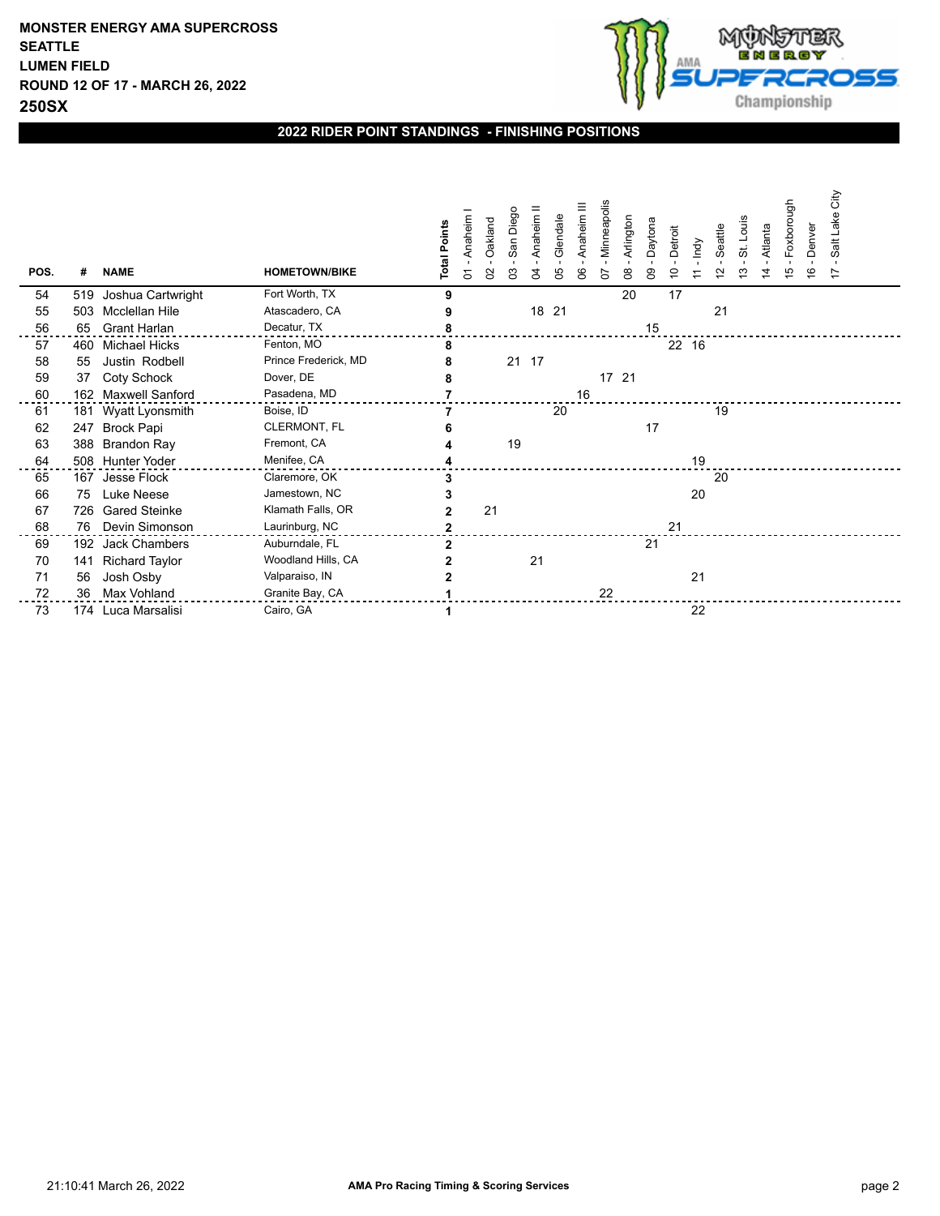**MONSTER ENERGY AMA SUPERCROSS**
**SEATTLE**
**LUMEN FIELD**
**ROUND 12 OF 17 - MARCH 26, 2022**
**250SX**

## 2022 RIDER POINT STANDINGS - FINISHING POSITIONS

| POS. | # | NAME | HOMETOWN/BIKE | Total Points | 01 - Anaheim I | 02 - Oakland | 03 - San Diego | 04 - Anaheim II | 05 - Glendale | 06 - Anaheim III | 07 - Minneapolis | 08 - Arlington | 09 - Daytona | 10 - Detroit | 11 - Indy | 12 - Seattle | 13 - St. Louis | 14 - Atlanta | 15 - Foxborough | 16 - Denver | 17 - Salt Lake City |
|---|---|---|---|---|---|---|---|---|---|---|---|---|---|---|---|---|---|---|---|---|---|
| 54 | 519 | Joshua Cartwright | Fort Worth, TX | 9 | | | | | | | | 20 | | 17 | | | | | | | |
| 55 | 503 | Mcclellan Hile | Atascadero, CA | 9 | | | | 18 | 21 | | | | | | | 21 | | | | | |
| 56 | 65 | Grant Harlan | Decatur, TX | 8 | | | | | | | | | 15 | | | | | | | | |
| 57 | 460 | Michael Hicks | Fenton, MO | 8 | | | | | | | | | | 22 | 16 | | | | | | |
| 58 | 55 | Justin Rodbell | Prince Frederick, MD | 8 | | | 21 | 17 | | | | | | | | | | | | | |
| 59 | 37 | Coty Schock | Dover, DE | 8 | | | | | | | 17 | 21 | | | | | | | | | |
| 60 | 162 | Maxwell Sanford | Pasadena, MD | 7 | | | | | | 16 | | | | | | | | | | | |
| 61 | 181 | Wyatt Lyonsmith | Boise, ID | 7 | | | | | 20 | | | | | | | 19 | | | | | |
| 62 | 247 | Brock Papi | CLERMONT, FL | 6 | | | | | | | | | 17 | | | | | | | | |
| 63 | 388 | Brandon Ray | Fremont, CA | 4 | | | 19 | | | | | | | | | | | | | | |
| 64 | 508 | Hunter Yoder | Menifee, CA | 4 | | | | | | | | | | | 19 | | | | | | |
| 65 | 167 | Jesse Flock | Claremore, OK | 3 | | | | | | | | | | | | 20 | | | | | |
| 66 | 75 | Luke Neese | Jamestown, NC | 3 | | | | | | | | | | | 20 | | | | | | |
| 67 | 726 | Gared Steinke | Klamath Falls, OR | 2 | | 21 | | | | | | | | | | | | | | | |
| 68 | 76 | Devin Simonson | Laurinburg, NC | 2 | | | | | | | | | | 21 | | | | | | | |
| 69 | 192 | Jack Chambers | Auburndale, FL | 2 | | | | | | | | | 21 | | | | | | | | |
| 70 | 141 | Richard Taylor | Woodland Hills, CA | 2 | | | | 21 | | | | | | | | | | | | | |
| 71 | 56 | Josh Osby | Valparaiso, IN | 2 | | | | | | | | | | | 21 | | | | | | |
| 72 | 36 | Max Vohland | Granite Bay, CA | 1 | | | | | | | 22 | | | | | | | | | | |
| 73 | 174 | Luca Marsalisi | Cairo, GA | 1 | | | | | | | | | | | 22 | | | | | | |